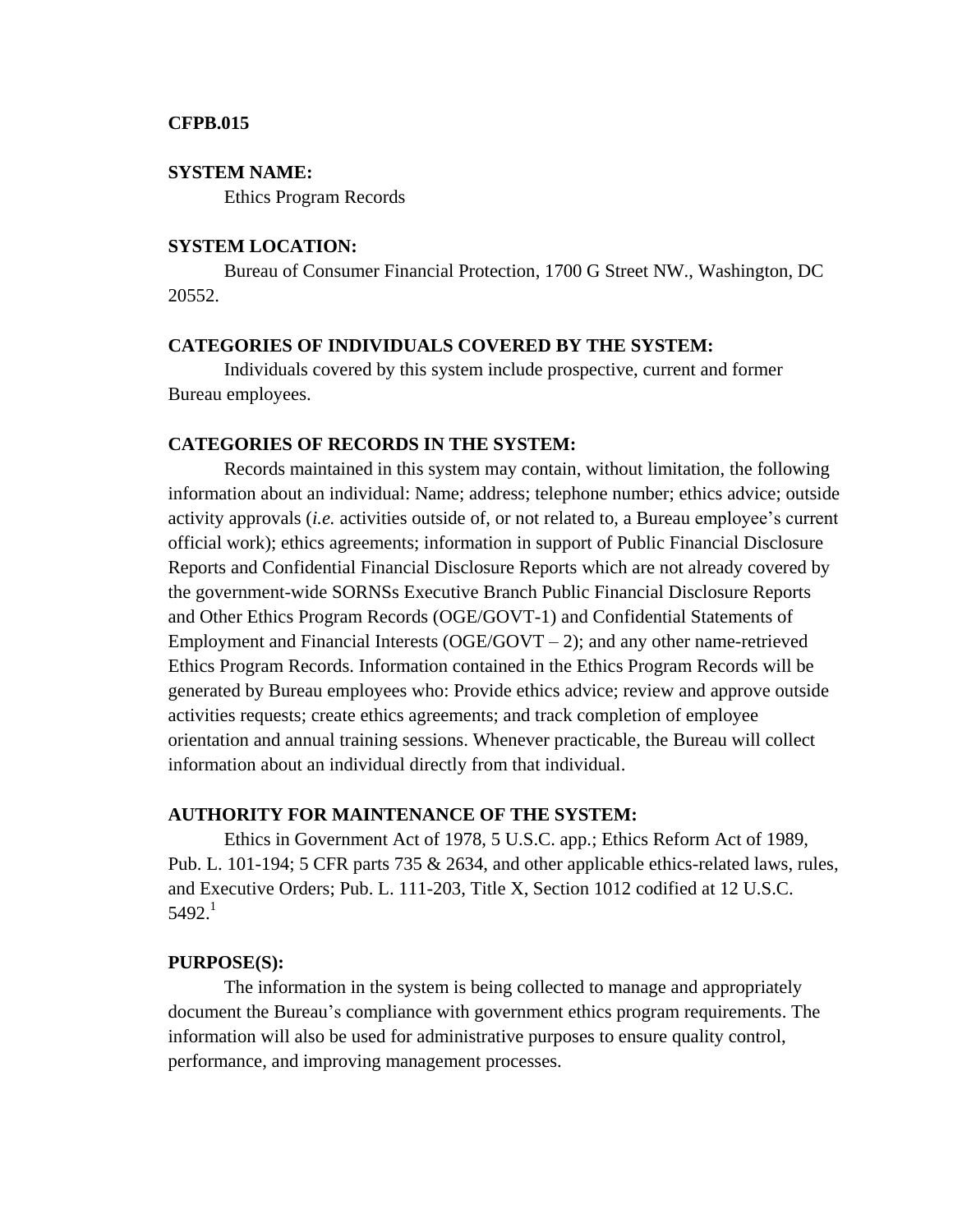**CFPB.015**

**SYSTEM NAME:**

Ethics Program Records

**SYSTEM LOCATION:**

Bureau of Consumer Financial Protection, 1700 G Street NW., Washington, DC 20552.

**CATEGORIES OF INDIVIDUALS COVERED BY THE SYSTEM:**

Individuals covered by this system include prospective, current and former Bureau employees.

**CATEGORIES OF RECORDS IN THE SYSTEM:**

Records maintained in this system may contain, without limitation, the following information about an individual: Name; address; telephone number; ethics advice; outside activity approvals (*i.e.* activities outside of, or not related to, a Bureau employee's current official work); ethics agreements; information in support of Public Financial Disclosure Reports and Confidential Financial Disclosure Reports which are not already covered by the government-wide SORNSs Executive Branch Public Financial Disclosure Reports and Other Ethics Program Records (OGE/GOVT-1) and Confidential Statements of Employment and Financial Interests (OGE/GOVT – 2); and any other name-retrieved Ethics Program Records. Information contained in the Ethics Program Records will be generated by Bureau employees who: Provide ethics advice; review and approve outside activities requests; create ethics agreements; and track completion of employee orientation and annual training sessions. Whenever practicable, the Bureau will collect information about an individual directly from that individual.

**AUTHORITY FOR MAINTENANCE OF THE SYSTEM:**

Ethics in Government Act of 1978, 5 U.S.C. app.; Ethics Reform Act of 1989, Pub. L. 101-194; 5 CFR parts 735 & 2634, and other applicable ethics-related laws, rules, and Executive Orders; Pub. L. 111-203, Title X, Section 1012 codified at 12 U.S.C. 5492.[1]

**PURPOSE(S):**

The information in the system is being collected to manage and appropriately document the Bureau's compliance with government ethics program requirements. The information will also be used for administrative purposes to ensure quality control, performance, and improving management processes.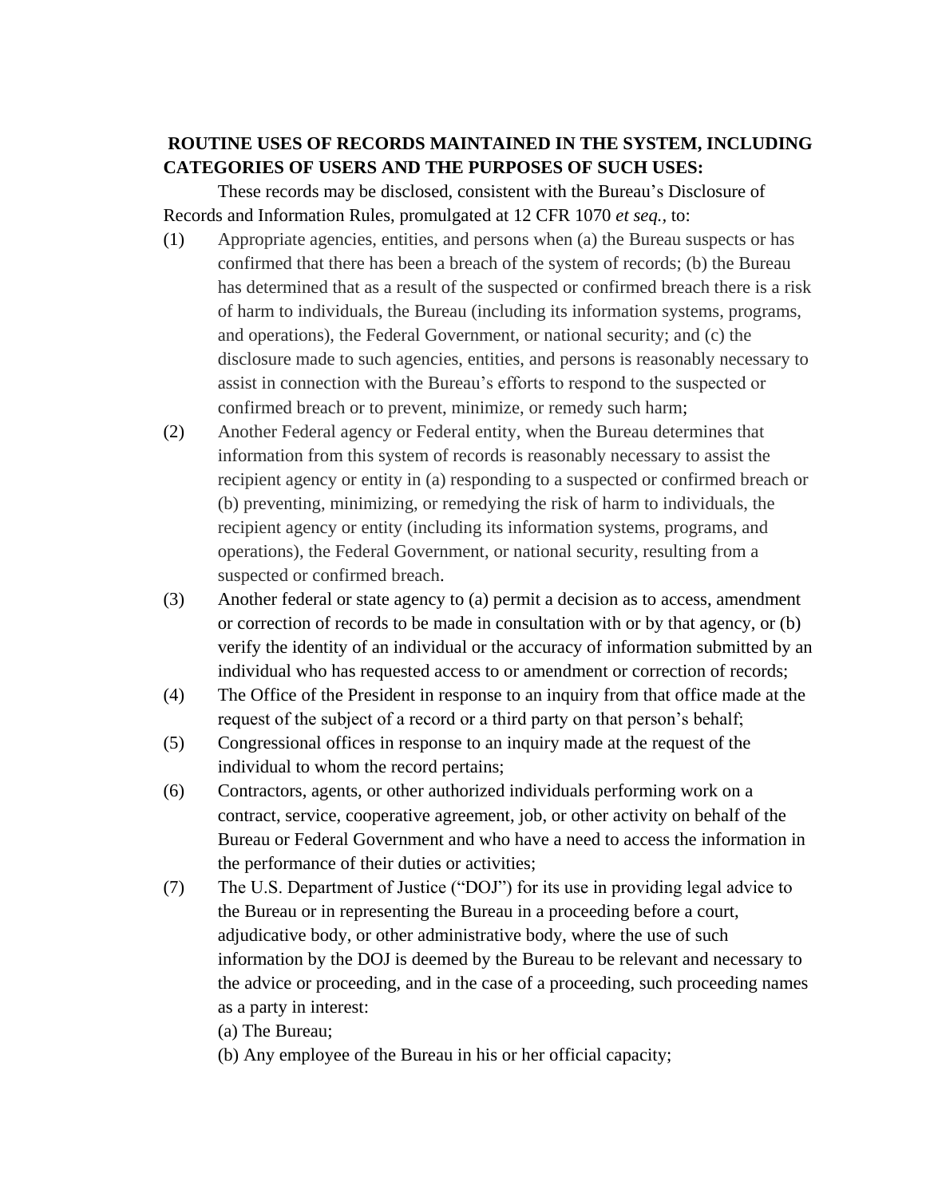**ROUTINE USES OF RECORDS MAINTAINED IN THE SYSTEM, INCLUDING CATEGORIES OF USERS AND THE PURPOSES OF SUCH USES:**

These records may be disclosed, consistent with the Bureau's Disclosure of Records and Information Rules, promulgated at 12 CFR 1070 *et seq.*, to:

(1) Appropriate agencies, entities, and persons when (a) the Bureau suspects or has confirmed that there has been a breach of the system of records; (b) the Bureau has determined that as a result of the suspected or confirmed breach there is a risk of harm to individuals, the Bureau (including its information systems, programs, and operations), the Federal Government, or national security; and (c) the disclosure made to such agencies, entities, and persons is reasonably necessary to assist in connection with the Bureau's efforts to respond to the suspected or confirmed breach or to prevent, minimize, or remedy such harm;

(2) Another Federal agency or Federal entity, when the Bureau determines that information from this system of records is reasonably necessary to assist the recipient agency or entity in (a) responding to a suspected or confirmed breach or (b) preventing, minimizing, or remedying the risk of harm to individuals, the recipient agency or entity (including its information systems, programs, and operations), the Federal Government, or national security, resulting from a suspected or confirmed breach.

(3) Another federal or state agency to (a) permit a decision as to access, amendment or correction of records to be made in consultation with or by that agency, or (b) verify the identity of an individual or the accuracy of information submitted by an individual who has requested access to or amendment or correction of records;

(4) The Office of the President in response to an inquiry from that office made at the request of the subject of a record or a third party on that person's behalf;

(5) Congressional offices in response to an inquiry made at the request of the individual to whom the record pertains;

(6) Contractors, agents, or other authorized individuals performing work on a contract, service, cooperative agreement, job, or other activity on behalf of the Bureau or Federal Government and who have a need to access the information in the performance of their duties or activities;

(7) The U.S. Department of Justice ("DOJ") for its use in providing legal advice to the Bureau or in representing the Bureau in a proceeding before a court, adjudicative body, or other administrative body, where the use of such information by the DOJ is deemed by the Bureau to be relevant and necessary to the advice or proceeding, and in the case of a proceeding, such proceeding names as a party in interest:

(a) The Bureau;

(b) Any employee of the Bureau in his or her official capacity;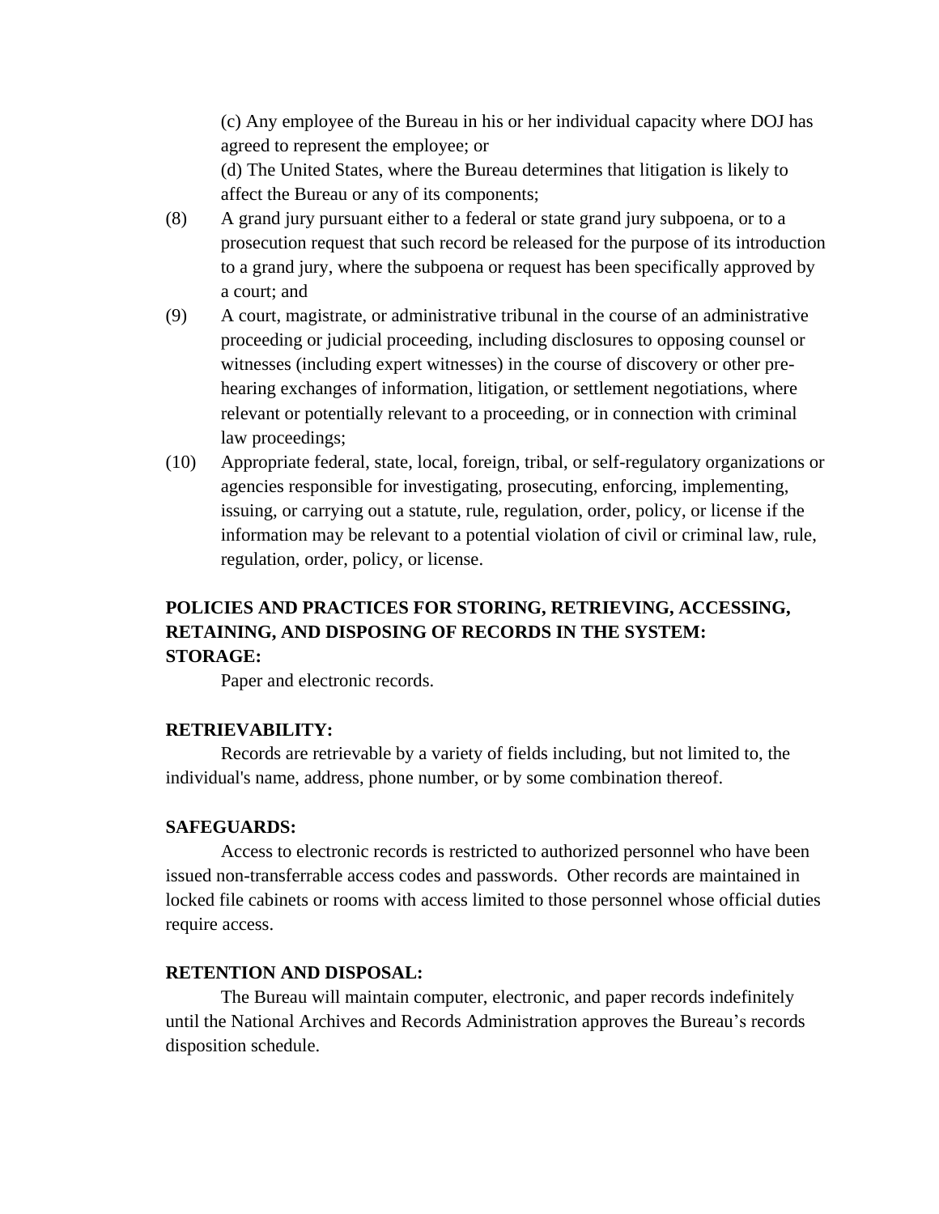(c) Any employee of the Bureau in his or her individual capacity where DOJ has agreed to represent the employee; or

(d) The United States, where the Bureau determines that litigation is likely to affect the Bureau or any of its components;

(8) A grand jury pursuant either to a federal or state grand jury subpoena, or to a prosecution request that such record be released for the purpose of its introduction to a grand jury, where the subpoena or request has been specifically approved by a court; and

(9) A court, magistrate, or administrative tribunal in the course of an administrative proceeding or judicial proceeding, including disclosures to opposing counsel or witnesses (including expert witnesses) in the course of discovery or other pre-hearing exchanges of information, litigation, or settlement negotiations, where relevant or potentially relevant to a proceeding, or in connection with criminal law proceedings;

(10) Appropriate federal, state, local, foreign, tribal, or self-regulatory organizations or agencies responsible for investigating, prosecuting, enforcing, implementing, issuing, or carrying out a statute, rule, regulation, order, policy, or license if the information may be relevant to a potential violation of civil or criminal law, rule, regulation, order, policy, or license.

**POLICIES AND PRACTICES FOR STORING, RETRIEVING, ACCESSING, RETAINING, AND DISPOSING OF RECORDS IN THE SYSTEM:**

**STORAGE:**

Paper and electronic records.

**RETRIEVABILITY:**

Records are retrievable by a variety of fields including, but not limited to, the individual's name, address, phone number, or by some combination thereof.

**SAFEGUARDS:**

Access to electronic records is restricted to authorized personnel who have been issued non-transferrable access codes and passwords. Other records are maintained in locked file cabinets or rooms with access limited to those personnel whose official duties require access.

**RETENTION AND DISPOSAL:**

The Bureau will maintain computer, electronic, and paper records indefinitely until the National Archives and Records Administration approves the Bureau's records disposition schedule.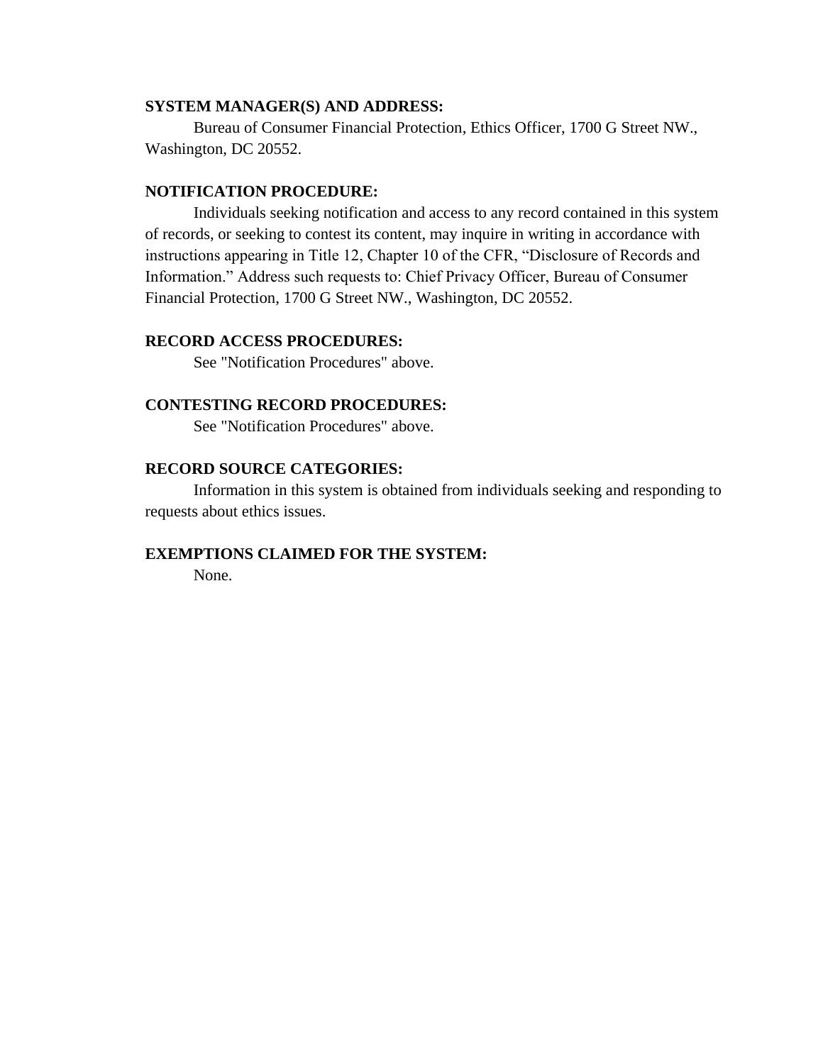**SYSTEM MANAGER(S) AND ADDRESS:**

Bureau of Consumer Financial Protection, Ethics Officer, 1700 G Street NW., Washington, DC 20552.

**NOTIFICATION PROCEDURE:**

Individuals seeking notification and access to any record contained in this system of records, or seeking to contest its content, may inquire in writing in accordance with instructions appearing in Title 12, Chapter 10 of the CFR, "Disclosure of Records and Information." Address such requests to: Chief Privacy Officer, Bureau of Consumer Financial Protection, 1700 G Street NW., Washington, DC 20552.

**RECORD ACCESS PROCEDURES:**

See "Notification Procedures" above.

**CONTESTING RECORD PROCEDURES:**

See "Notification Procedures" above.

**RECORD SOURCE CATEGORIES:**

Information in this system is obtained from individuals seeking and responding to requests about ethics issues.

**EXEMPTIONS CLAIMED FOR THE SYSTEM:**

None.